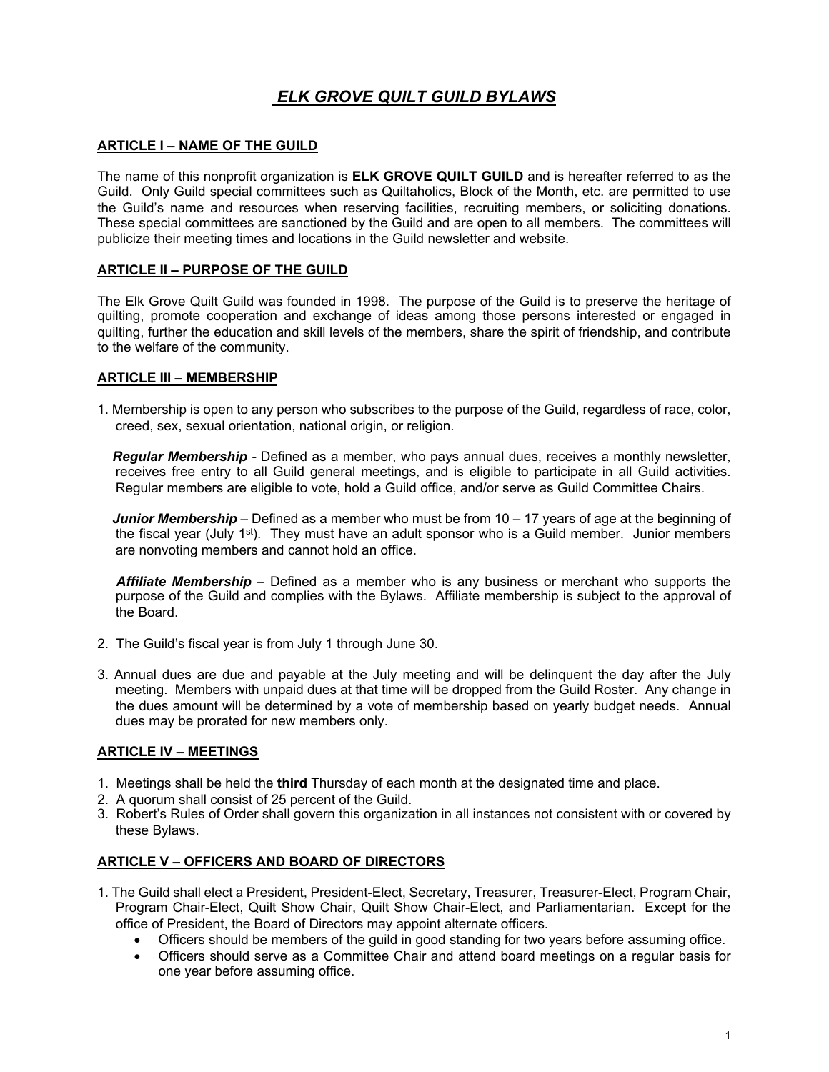# ELK GROVE QUILT GUILD BYLAWS

## ARTICLE I – NAME OF THE GUILD

The name of this nonprofit organization is **ELK GROVE QUILT GUILD** and is hereafter referred to as the Guild. Only Guild special committees such as Quiltaholics, Block of the Month, etc. are permitted to use the Guild's name and resources when reserving facilities, recruiting members, or soliciting donations. These special committees are sanctioned by the Guild and are open to all members. The committees will publicize their meeting times and locations in the Guild newsletter and website.

## ARTICLE II – PURPOSE OF THE GUILD

The Elk Grove Quilt Guild was founded in 1998. The purpose of the Guild is to preserve the heritage of quilting, promote cooperation and exchange of ideas among those persons interested or engaged in quilting, further the education and skill levels of the members, share the spirit of friendship, and contribute to the welfare of the community.

## ARTICLE III – MEMBERSHIP

1. Membership is open to any person who subscribes to the purpose of the Guild, regardless of race, color, creed, sex, sexual orientation, national origin, or religion.

   ***Regular Membership*** - Defined as a member, who pays annual dues, receives a monthly newsletter, receives free entry to all Guild general meetings, and is eligible to participate in all Guild activities. Regular members are eligible to vote, hold a Guild office, and/or serve as Guild Committee Chairs.

   ***Junior Membership*** – Defined as a member who must be from 10 – 17 years of age at the beginning of the fiscal year (July 1st). They must have an adult sponsor who is a Guild member. Junior members are nonvoting members and cannot hold an office.

   ***Affiliate Membership*** – Defined as a member who is any business or merchant who supports the purpose of the Guild and complies with the Bylaws. Affiliate membership is subject to the approval of the Board.

2. The Guild's fiscal year is from July 1 through June 30.

3. Annual dues are due and payable at the July meeting and will be delinquent the day after the July meeting. Members with unpaid dues at that time will be dropped from the Guild Roster. Any change in the dues amount will be determined by a vote of membership based on yearly budget needs. Annual dues may be prorated for new members only.

## ARTICLE IV – MEETINGS

1. Meetings shall be held the **third** Thursday of each month at the designated time and place.
2. A quorum shall consist of 25 percent of the Guild.
3. Robert's Rules of Order shall govern this organization in all instances not consistent with or covered by these Bylaws.

## ARTICLE V – OFFICERS AND BOARD OF DIRECTORS

1. The Guild shall elect a President, President-Elect, Secretary, Treasurer, Treasurer-Elect, Program Chair, Program Chair-Elect, Quilt Show Chair, Quilt Show Chair-Elect, and Parliamentarian. Except for the office of President, the Board of Directors may appoint alternate officers.
   - Officers should be members of the guild in good standing for two years before assuming office.
   - Officers should serve as a Committee Chair and attend board meetings on a regular basis for one year before assuming office.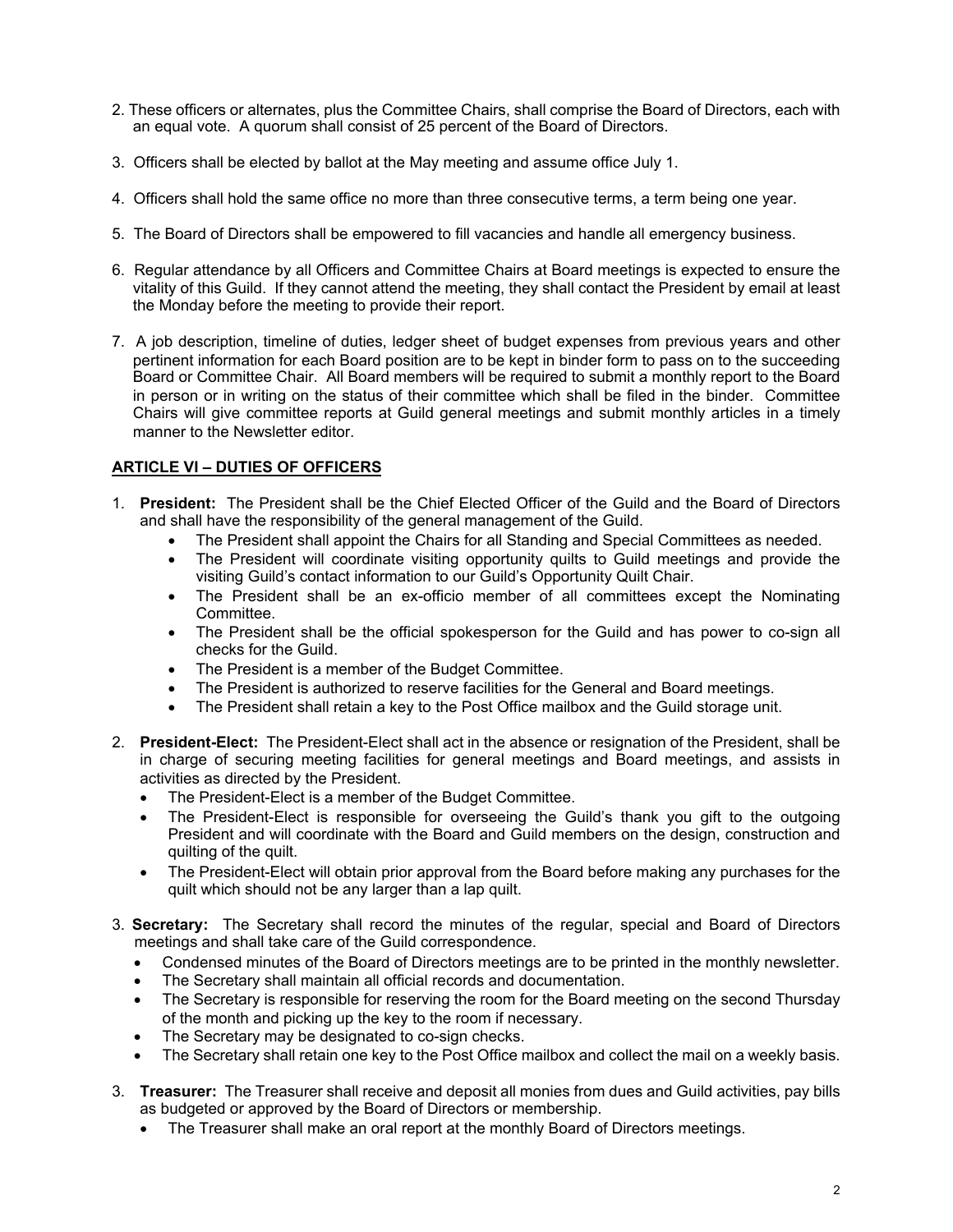2. These officers or alternates, plus the Committee Chairs, shall comprise the Board of Directors, each with an equal vote. A quorum shall consist of 25 percent of the Board of Directors.

3. Officers shall be elected by ballot at the May meeting and assume office July 1.

4. Officers shall hold the same office no more than three consecutive terms, a term being one year.

5. The Board of Directors shall be empowered to fill vacancies and handle all emergency business.

6. Regular attendance by all Officers and Committee Chairs at Board meetings is expected to ensure the vitality of this Guild. If they cannot attend the meeting, they shall contact the President by email at least the Monday before the meeting to provide their report.

7. A job description, timeline of duties, ledger sheet of budget expenses from previous years and other pertinent information for each Board position are to be kept in binder form to pass on to the succeeding Board or Committee Chair. All Board members will be required to submit a monthly report to the Board in person or in writing on the status of their committee which shall be filed in the binder. Committee Chairs will give committee reports at Guild general meetings and submit monthly articles in a timely manner to the Newsletter editor.

## ARTICLE VI – DUTIES OF OFFICERS

1. **President:** The President shall be the Chief Elected Officer of the Guild and the Board of Directors and shall have the responsibility of the general management of the Guild.
   - The President shall appoint the Chairs for all Standing and Special Committees as needed.
   - The President will coordinate visiting opportunity quilts to Guild meetings and provide the visiting Guild's contact information to our Guild's Opportunity Quilt Chair.
   - The President shall be an ex-officio member of all committees except the Nominating Committee.
   - The President shall be the official spokesperson for the Guild and has power to co-sign all checks for the Guild.
   - The President is a member of the Budget Committee.
   - The President is authorized to reserve facilities for the General and Board meetings.
   - The President shall retain a key to the Post Office mailbox and the Guild storage unit.

2. **President-Elect:** The President-Elect shall act in the absence or resignation of the President, shall be in charge of securing meeting facilities for general meetings and Board meetings, and assists in activities as directed by the President.
   - The President-Elect is a member of the Budget Committee.
   - The President-Elect is responsible for overseeing the Guild's thank you gift to the outgoing President and will coordinate with the Board and Guild members on the design, construction and quilting of the quilt.
   - The President-Elect will obtain prior approval from the Board before making any purchases for the quilt which should not be any larger than a lap quilt.

3. **Secretary:** The Secretary shall record the minutes of the regular, special and Board of Directors meetings and shall take care of the Guild correspondence.
   - Condensed minutes of the Board of Directors meetings are to be printed in the monthly newsletter.
   - The Secretary shall maintain all official records and documentation.
   - The Secretary is responsible for reserving the room for the Board meeting on the second Thursday of the month and picking up the key to the room if necessary.
   - The Secretary may be designated to co-sign checks.
   - The Secretary shall retain one key to the Post Office mailbox and collect the mail on a weekly basis.

3. **Treasurer:** The Treasurer shall receive and deposit all monies from dues and Guild activities, pay bills as budgeted or approved by the Board of Directors or membership.
   - The Treasurer shall make an oral report at the monthly Board of Directors meetings.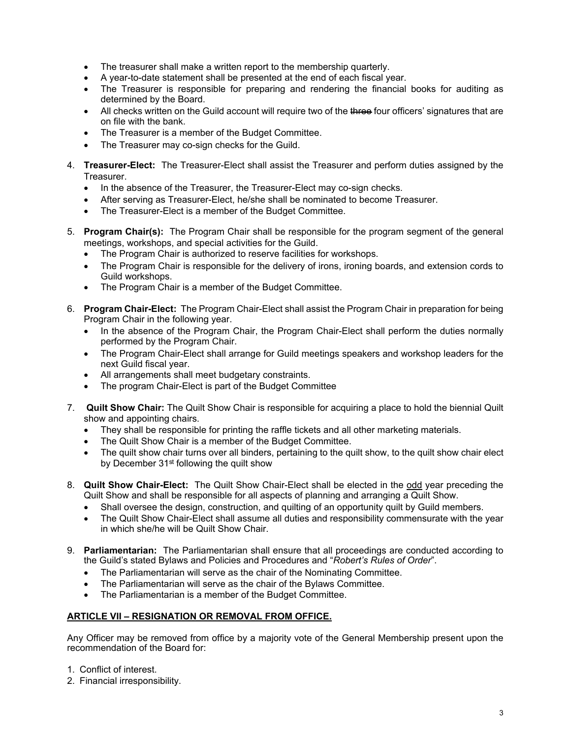- The treasurer shall make a written report to the membership quarterly.
- A year-to-date statement shall be presented at the end of each fiscal year.
- The Treasurer is responsible for preparing and rendering the financial books for auditing as determined by the Board.
- All checks written on the Guild account will require two of the ~~three~~ four officers' signatures that are on file with the bank.
- The Treasurer is a member of the Budget Committee.
- The Treasurer may co-sign checks for the Guild.

4. **Treasurer-Elect:** The Treasurer-Elect shall assist the Treasurer and perform duties assigned by the Treasurer.
   - In the absence of the Treasurer, the Treasurer-Elect may co-sign checks.
   - After serving as Treasurer-Elect, he/she shall be nominated to become Treasurer.
   - The Treasurer-Elect is a member of the Budget Committee.

5. **Program Chair(s):** The Program Chair shall be responsible for the program segment of the general meetings, workshops, and special activities for the Guild.
   - The Program Chair is authorized to reserve facilities for workshops.
   - The Program Chair is responsible for the delivery of irons, ironing boards, and extension cords to Guild workshops.
   - The Program Chair is a member of the Budget Committee.

6. **Program Chair-Elect:** The Program Chair-Elect shall assist the Program Chair in preparation for being Program Chair in the following year.
   - In the absence of the Program Chair, the Program Chair-Elect shall perform the duties normally performed by the Program Chair.
   - The Program Chair-Elect shall arrange for Guild meetings speakers and workshop leaders for the next Guild fiscal year.
   - All arrangements shall meet budgetary constraints.
   - The program Chair-Elect is part of the Budget Committee

7. **Quilt Show Chair:** The Quilt Show Chair is responsible for acquiring a place to hold the biennial Quilt show and appointing chairs.
   - They shall be responsible for printing the raffle tickets and all other marketing materials.
   - The Quilt Show Chair is a member of the Budget Committee.
   - The quilt show chair turns over all binders, pertaining to the quilt show, to the quilt show chair elect by December 31st following the quilt show

8. **Quilt Show Chair-Elect:** The Quilt Show Chair-Elect shall be elected in the <u>odd</u> year preceding the Quilt Show and shall be responsible for all aspects of planning and arranging a Quilt Show.
   - Shall oversee the design, construction, and quilting of an opportunity quilt by Guild members.
   - The Quilt Show Chair-Elect shall assume all duties and responsibility commensurate with the year in which she/he will be Quilt Show Chair.

9. **Parliamentarian:** The Parliamentarian shall ensure that all proceedings are conducted according to the Guild's stated Bylaws and Policies and Procedures and "*Robert's Rules of Order*".
   - The Parliamentarian will serve as the chair of the Nominating Committee.
   - The Parliamentarian will serve as the chair of the Bylaws Committee.
   - The Parliamentarian is a member of the Budget Committee.

## <u>ARTICLE VII – RESIGNATION OR REMOVAL FROM OFFICE.</u>

Any Officer may be removed from office by a majority vote of the General Membership present upon the recommendation of the Board for:

1. Conflict of interest.
2. Financial irresponsibility.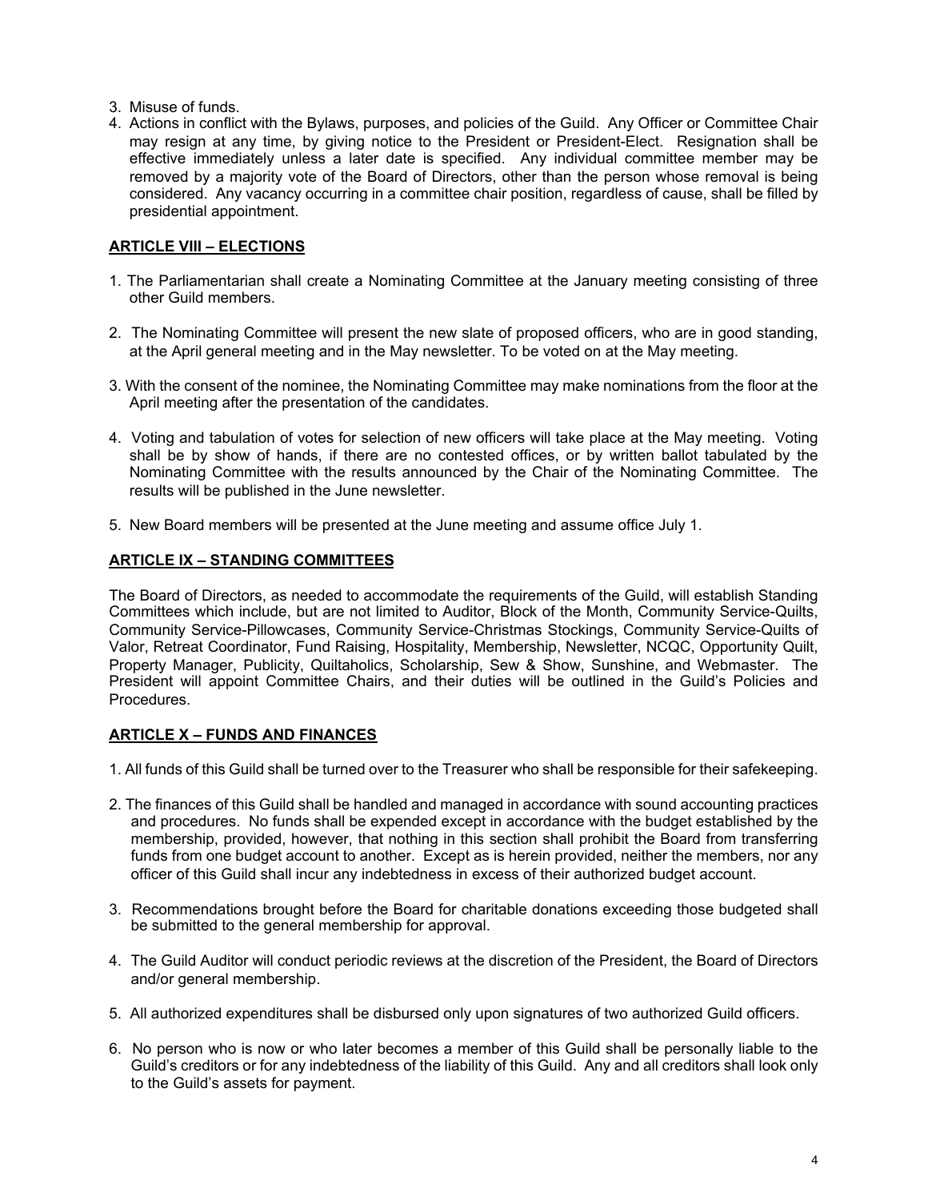3. Misuse of funds.
4. Actions in conflict with the Bylaws, purposes, and policies of the Guild. Any Officer or Committee Chair may resign at any time, by giving notice to the President or President-Elect. Resignation shall be effective immediately unless a later date is specified. Any individual committee member may be removed by a majority vote of the Board of Directors, other than the person whose removal is being considered. Any vacancy occurring in a committee chair position, regardless of cause, shall be filled by presidential appointment.

## ARTICLE VIII – ELECTIONS

1. The Parliamentarian shall create a Nominating Committee at the January meeting consisting of three other Guild members.

2. The Nominating Committee will present the new slate of proposed officers, who are in good standing, at the April general meeting and in the May newsletter. To be voted on at the May meeting.

3. With the consent of the nominee, the Nominating Committee may make nominations from the floor at the April meeting after the presentation of the candidates.

4. Voting and tabulation of votes for selection of new officers will take place at the May meeting. Voting shall be by show of hands, if there are no contested offices, or by written ballot tabulated by the Nominating Committee with the results announced by the Chair of the Nominating Committee. The results will be published in the June newsletter.

5. New Board members will be presented at the June meeting and assume office July 1.

## ARTICLE IX – STANDING COMMITTEES

The Board of Directors, as needed to accommodate the requirements of the Guild, will establish Standing Committees which include, but are not limited to Auditor, Block of the Month, Community Service-Quilts, Community Service-Pillowcases, Community Service-Christmas Stockings, Community Service-Quilts of Valor, Retreat Coordinator, Fund Raising, Hospitality, Membership, Newsletter, NCQC, Opportunity Quilt, Property Manager, Publicity, Quiltaholics, Scholarship, Sew & Show, Sunshine, and Webmaster. The President will appoint Committee Chairs, and their duties will be outlined in the Guild's Policies and Procedures.

## ARTICLE X – FUNDS AND FINANCES

1. All funds of this Guild shall be turned over to the Treasurer who shall be responsible for their safekeeping.

2. The finances of this Guild shall be handled and managed in accordance with sound accounting practices and procedures. No funds shall be expended except in accordance with the budget established by the membership, provided, however, that nothing in this section shall prohibit the Board from transferring funds from one budget account to another. Except as is herein provided, neither the members, nor any officer of this Guild shall incur any indebtedness in excess of their authorized budget account.

3. Recommendations brought before the Board for charitable donations exceeding those budgeted shall be submitted to the general membership for approval.

4. The Guild Auditor will conduct periodic reviews at the discretion of the President, the Board of Directors and/or general membership.

5. All authorized expenditures shall be disbursed only upon signatures of two authorized Guild officers.

6. No person who is now or who later becomes a member of this Guild shall be personally liable to the Guild's creditors or for any indebtedness of the liability of this Guild. Any and all creditors shall look only to the Guild's assets for payment.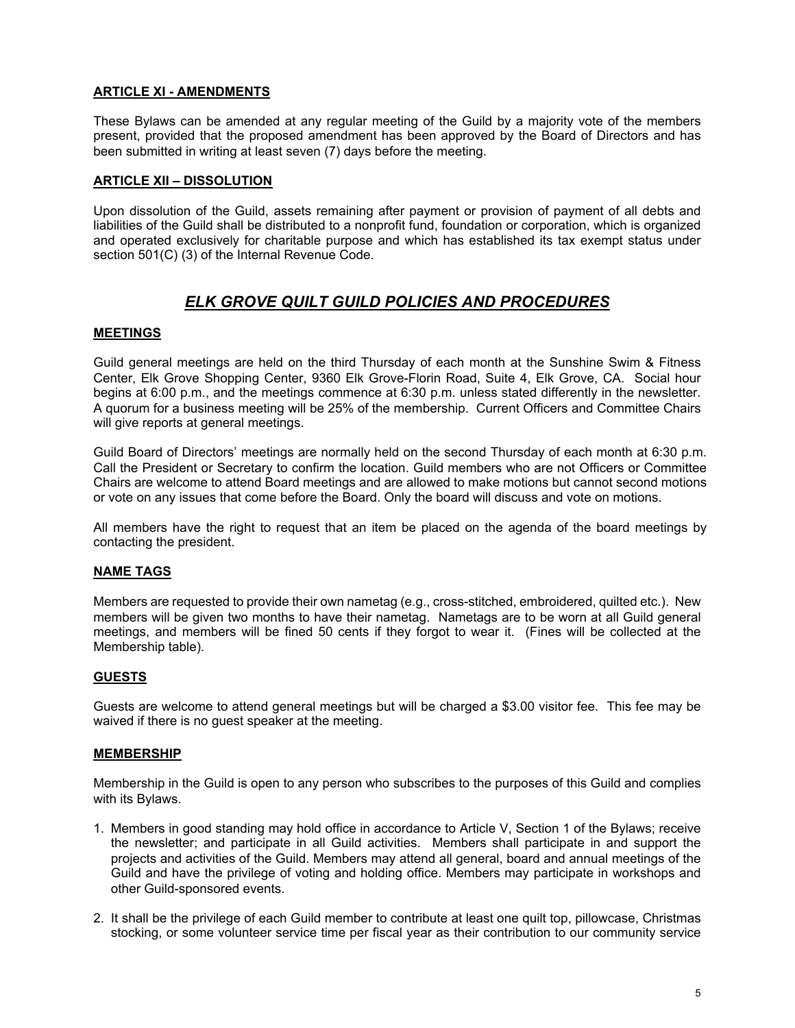### ARTICLE XI - AMENDMENTS

These Bylaws can be amended at any regular meeting of the Guild by a majority vote of the members present, provided that the proposed amendment has been approved by the Board of Directors and has been submitted in writing at least seven (7) days before the meeting.

### ARTICLE XII – DISSOLUTION

Upon dissolution of the Guild, assets remaining after payment or provision of payment of all debts and liabilities of the Guild shall be distributed to a nonprofit fund, foundation or corporation, which is organized and operated exclusively for charitable purpose and which has established its tax exempt status under section 501(C) (3) of the Internal Revenue Code.

## *ELK GROVE QUILT GUILD POLICIES AND PROCEDURES*

### MEETINGS

Guild general meetings are held on the third Thursday of each month at the Sunshine Swim & Fitness Center, Elk Grove Shopping Center, 9360 Elk Grove-Florin Road, Suite 4, Elk Grove, CA. Social hour begins at 6:00 p.m., and the meetings commence at 6:30 p.m. unless stated differently in the newsletter. A quorum for a business meeting will be 25% of the membership. Current Officers and Committee Chairs will give reports at general meetings.

Guild Board of Directors' meetings are normally held on the second Thursday of each month at 6:30 p.m. Call the President or Secretary to confirm the location. Guild members who are not Officers or Committee Chairs are welcome to attend Board meetings and are allowed to make motions but cannot second motions or vote on any issues that come before the Board. Only the board will discuss and vote on motions.

All members have the right to request that an item be placed on the agenda of the board meetings by contacting the president.

### NAME TAGS

Members are requested to provide their own nametag (e.g., cross-stitched, embroidered, quilted etc.). New members will be given two months to have their nametag. Nametags are to be worn at all Guild general meetings, and members will be fined 50 cents if they forgot to wear it. (Fines will be collected at the Membership table).

### GUESTS

Guests are welcome to attend general meetings but will be charged a $3.00 visitor fee. This fee may be waived if there is no guest speaker at the meeting.

### MEMBERSHIP

Membership in the Guild is open to any person who subscribes to the purposes of this Guild and complies with its Bylaws.

1. Members in good standing may hold office in accordance to Article V, Section 1 of the Bylaws; receive the newsletter; and participate in all Guild activities. Members shall participate in and support the projects and activities of the Guild. Members may attend all general, board and annual meetings of the Guild and have the privilege of voting and holding office. Members may participate in workshops and other Guild-sponsored events.

2. It shall be the privilege of each Guild member to contribute at least one quilt top, pillowcase, Christmas stocking, or some volunteer service time per fiscal year as their contribution to our community service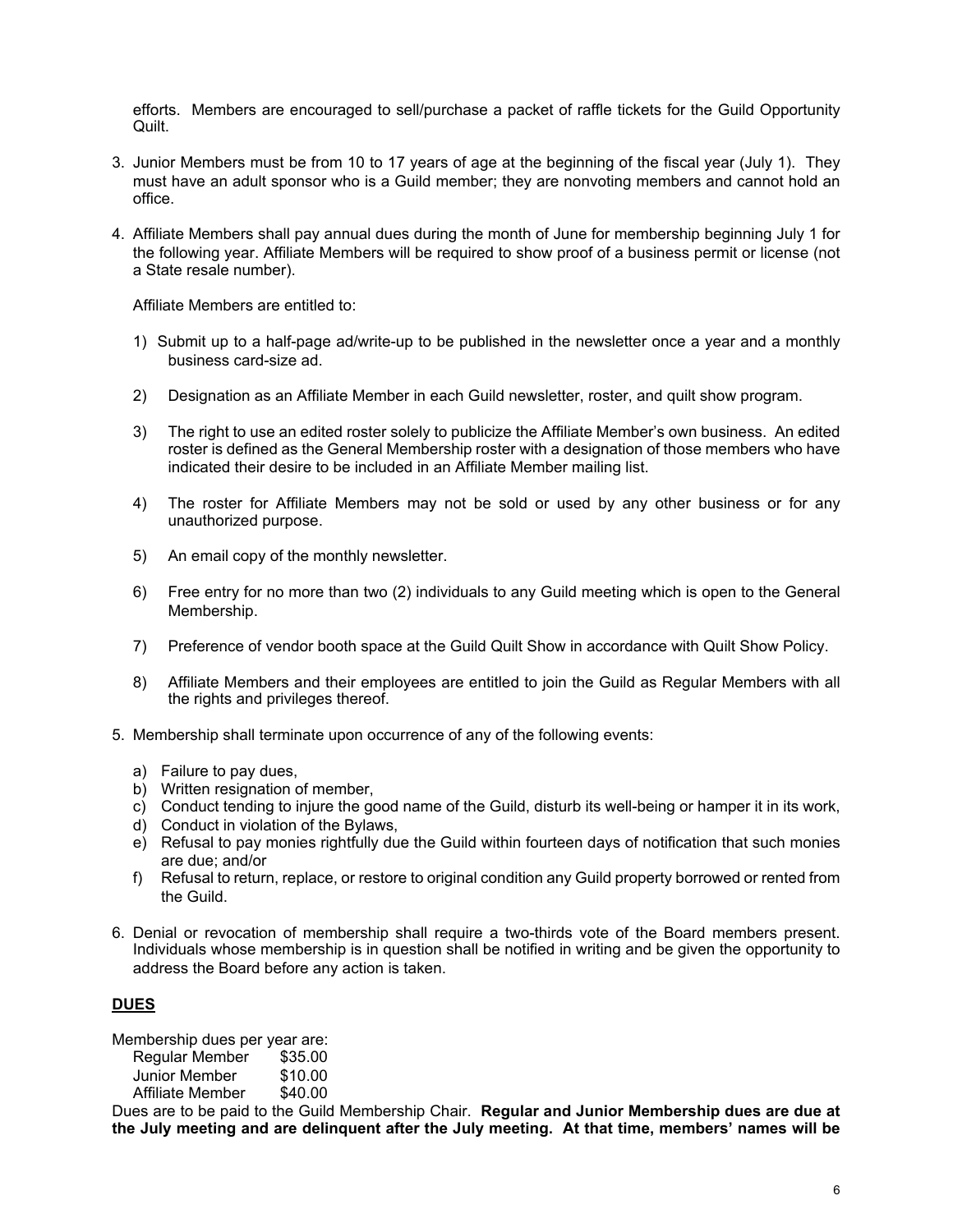efforts. Members are encouraged to sell/purchase a packet of raffle tickets for the Guild Opportunity Quilt.

3. Junior Members must be from 10 to 17 years of age at the beginning of the fiscal year (July 1). They must have an adult sponsor who is a Guild member; they are nonvoting members and cannot hold an office.

4. Affiliate Members shall pay annual dues during the month of June for membership beginning July 1 for the following year. Affiliate Members will be required to show proof of a business permit or license (not a State resale number).

   Affiliate Members are entitled to:

   1) Submit up to a half-page ad/write-up to be published in the newsletter once a year and a monthly business card-size ad.

   2) Designation as an Affiliate Member in each Guild newsletter, roster, and quilt show program.

   3) The right to use an edited roster solely to publicize the Affiliate Member's own business. An edited roster is defined as the General Membership roster with a designation of those members who have indicated their desire to be included in an Affiliate Member mailing list.

   4) The roster for Affiliate Members may not be sold or used by any other business or for any unauthorized purpose.

   5) An email copy of the monthly newsletter.

   6) Free entry for no more than two (2) individuals to any Guild meeting which is open to the General Membership.

   7) Preference of vendor booth space at the Guild Quilt Show in accordance with Quilt Show Policy.

   8) Affiliate Members and their employees are entitled to join the Guild as Regular Members with all the rights and privileges thereof.

5. Membership shall terminate upon occurrence of any of the following events:

   a) Failure to pay dues,
   b) Written resignation of member,
   c) Conduct tending to injure the good name of the Guild, disturb its well-being or hamper it in its work,
   d) Conduct in violation of the Bylaws,
   e) Refusal to pay monies rightfully due the Guild within fourteen days of notification that such monies are due; and/or
   f) Refusal to return, replace, or restore to original condition any Guild property borrowed or rented from the Guild.

6. Denial or revocation of membership shall require a two-thirds vote of the Board members present. Individuals whose membership is in question shall be notified in writing and be given the opportunity to address the Board before any action is taken.

## DUES

Membership dues per year are:

| | |
|---|---|
| Regular Member | $35.00 |
| Junior Member | $10.00 |
| Affiliate Member | $40.00 |

Dues are to be paid to the Guild Membership Chair. **Regular and Junior Membership dues are due at the July meeting and are delinquent after the July meeting. At that time, members' names will be**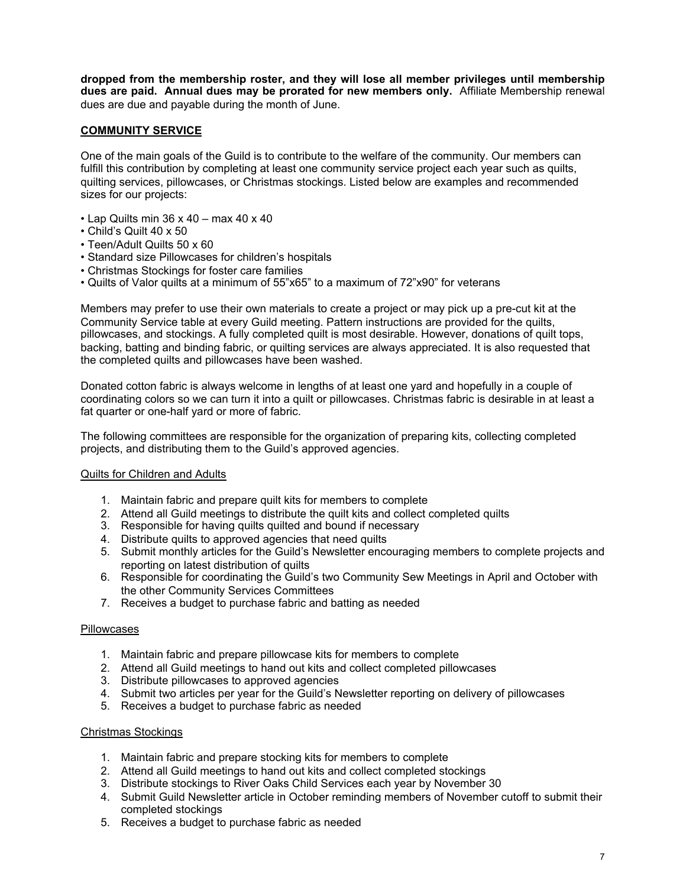**dropped from the membership roster, and they will lose all member privileges until membership dues are paid. Annual dues may be prorated for new members only.** Affiliate Membership renewal dues are due and payable during the month of June.

## COMMUNITY SERVICE

One of the main goals of the Guild is to contribute to the welfare of the community. Our members can fulfill this contribution by completing at least one community service project each year such as quilts, quilting services, pillowcases, or Christmas stockings. Listed below are examples and recommended sizes for our projects:

- Lap Quilts min 36 x 40 – max 40 x 40
- Child's Quilt 40 x 50
- Teen/Adult Quilts 50 x 60
- Standard size Pillowcases for children's hospitals
- Christmas Stockings for foster care families
- Quilts of Valor quilts at a minimum of 55"x65" to a maximum of 72"x90" for veterans

Members may prefer to use their own materials to create a project or may pick up a pre-cut kit at the Community Service table at every Guild meeting. Pattern instructions are provided for the quilts, pillowcases, and stockings. A fully completed quilt is most desirable. However, donations of quilt tops, backing, batting and binding fabric, or quilting services are always appreciated. It is also requested that the completed quilts and pillowcases have been washed.

Donated cotton fabric is always welcome in lengths of at least one yard and hopefully in a couple of coordinating colors so we can turn it into a quilt or pillowcases. Christmas fabric is desirable in at least a fat quarter or one-half yard or more of fabric.

The following committees are responsible for the organization of preparing kits, collecting completed projects, and distributing them to the Guild's approved agencies.

### Quilts for Children and Adults

1. Maintain fabric and prepare quilt kits for members to complete
2. Attend all Guild meetings to distribute the quilt kits and collect completed quilts
3. Responsible for having quilts quilted and bound if necessary
4. Distribute quilts to approved agencies that need quilts
5. Submit monthly articles for the Guild's Newsletter encouraging members to complete projects and reporting on latest distribution of quilts
6. Responsible for coordinating the Guild's two Community Sew Meetings in April and October with the other Community Services Committees
7. Receives a budget to purchase fabric and batting as needed

### Pillowcases

1. Maintain fabric and prepare pillowcase kits for members to complete
2. Attend all Guild meetings to hand out kits and collect completed pillowcases
3. Distribute pillowcases to approved agencies
4. Submit two articles per year for the Guild's Newsletter reporting on delivery of pillowcases
5. Receives a budget to purchase fabric as needed

### Christmas Stockings

1. Maintain fabric and prepare stocking kits for members to complete
2. Attend all Guild meetings to hand out kits and collect completed stockings
3. Distribute stockings to River Oaks Child Services each year by November 30
4. Submit Guild Newsletter article in October reminding members of November cutoff to submit their completed stockings
5. Receives a budget to purchase fabric as needed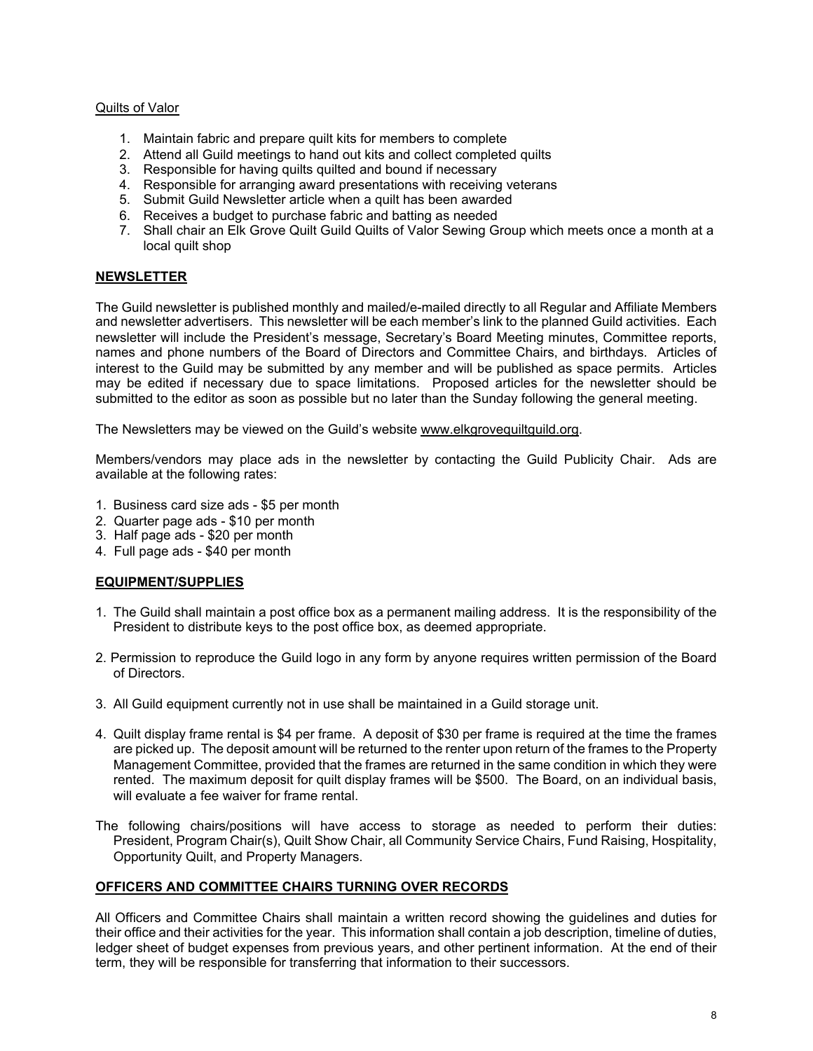Quilts of Valor

1. Maintain fabric and prepare quilt kits for members to complete
2. Attend all Guild meetings to hand out kits and collect completed quilts
3. Responsible for having quilts quilted and bound if necessary
4. Responsible for arranging award presentations with receiving veterans
5. Submit Guild Newsletter article when a quilt has been awarded
6. Receives a budget to purchase fabric and batting as needed
7. Shall chair an Elk Grove Quilt Guild Quilts of Valor Sewing Group which meets once a month at a local quilt shop

## NEWSLETTER

The Guild newsletter is published monthly and mailed/e-mailed directly to all Regular and Affiliate Members and newsletter advertisers. This newsletter will be each member's link to the planned Guild activities. Each newsletter will include the President's message, Secretary's Board Meeting minutes, Committee reports, names and phone numbers of the Board of Directors and Committee Chairs, and birthdays. Articles of interest to the Guild may be submitted by any member and will be published as space permits. Articles may be edited if necessary due to space limitations. Proposed articles for the newsletter should be submitted to the editor as soon as possible but no later than the Sunday following the general meeting.

The Newsletters may be viewed on the Guild's website www.elkgrovequiltguild.org.

Members/vendors may place ads in the newsletter by contacting the Guild Publicity Chair. Ads are available at the following rates:

1. Business card size ads - $5 per month
2. Quarter page ads - $10 per month
3. Half page ads - $20 per month
4. Full page ads - $40 per month

## EQUIPMENT/SUPPLIES

1. The Guild shall maintain a post office box as a permanent mailing address. It is the responsibility of the President to distribute keys to the post office box, as deemed appropriate.

2. Permission to reproduce the Guild logo in any form by anyone requires written permission of the Board of Directors.

3. All Guild equipment currently not in use shall be maintained in a Guild storage unit.

4. Quilt display frame rental is $4 per frame. A deposit of $30 per frame is required at the time the frames are picked up. The deposit amount will be returned to the renter upon return of the frames to the Property Management Committee, provided that the frames are returned in the same condition in which they were rented. The maximum deposit for quilt display frames will be $500. The Board, on an individual basis, will evaluate a fee waiver for frame rental.

The following chairs/positions will have access to storage as needed to perform their duties: President, Program Chair(s), Quilt Show Chair, all Community Service Chairs, Fund Raising, Hospitality, Opportunity Quilt, and Property Managers.

## OFFICERS AND COMMITTEE CHAIRS TURNING OVER RECORDS

All Officers and Committee Chairs shall maintain a written record showing the guidelines and duties for their office and their activities for the year. This information shall contain a job description, timeline of duties, ledger sheet of budget expenses from previous years, and other pertinent information. At the end of their term, they will be responsible for transferring that information to their successors.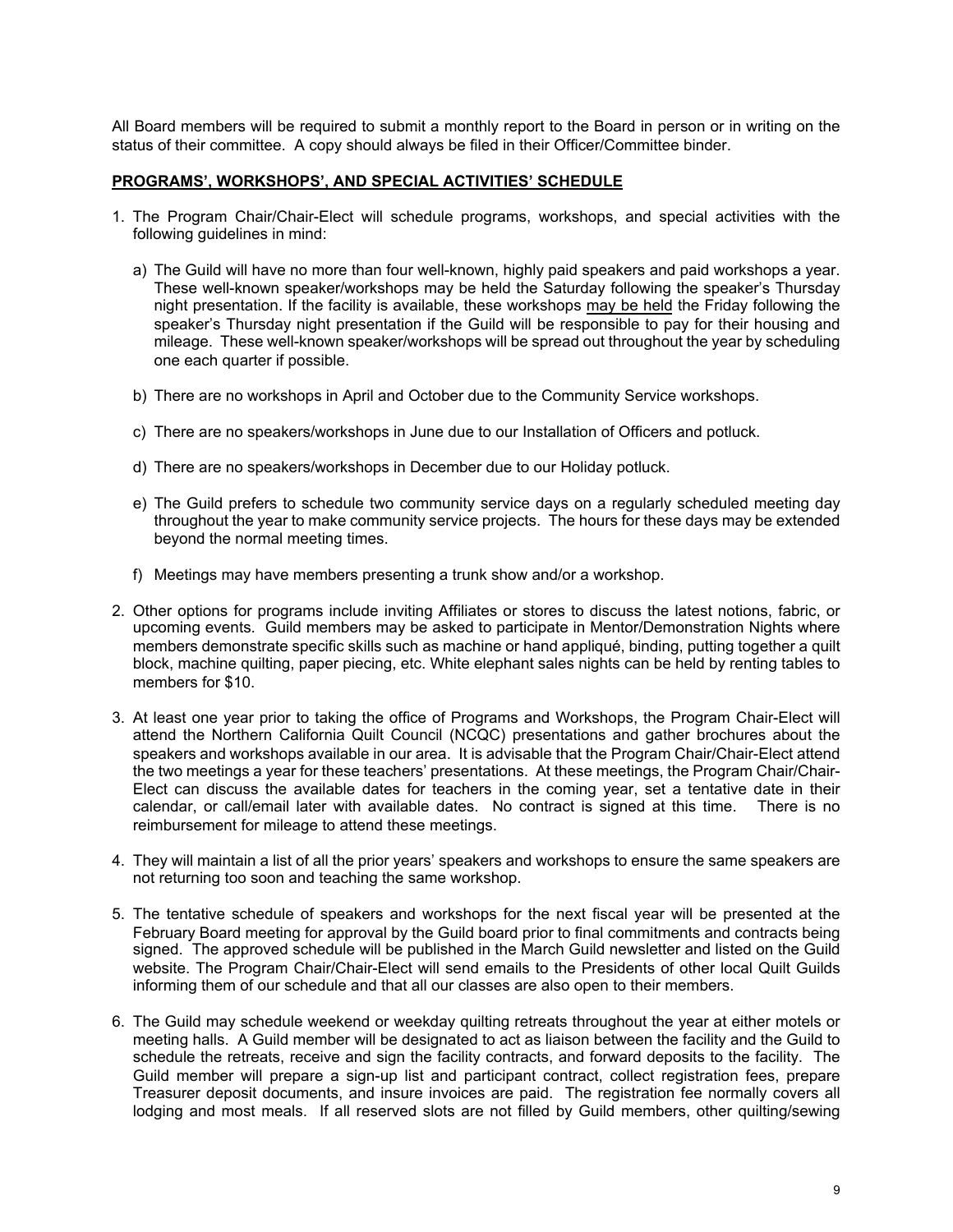All Board members will be required to submit a monthly report to the Board in person or in writing on the status of their committee. A copy should always be filed in their Officer/Committee binder.

**PROGRAMS', WORKSHOPS', AND SPECIAL ACTIVITIES' SCHEDULE**

1. The Program Chair/Chair-Elect will schedule programs, workshops, and special activities with the following guidelines in mind:

   a) The Guild will have no more than four well-known, highly paid speakers and paid workshops a year. These well-known speaker/workshops may be held the Saturday following the speaker's Thursday night presentation. If the facility is available, these workshops <u>may be held</u> the Friday following the speaker's Thursday night presentation if the Guild will be responsible to pay for their housing and mileage. These well-known speaker/workshops will be spread out throughout the year by scheduling one each quarter if possible.

   b) There are no workshops in April and October due to the Community Service workshops.

   c) There are no speakers/workshops in June due to our Installation of Officers and potluck.

   d) There are no speakers/workshops in December due to our Holiday potluck.

   e) The Guild prefers to schedule two community service days on a regularly scheduled meeting day throughout the year to make community service projects. The hours for these days may be extended beyond the normal meeting times.

   f) Meetings may have members presenting a trunk show and/or a workshop.

2. Other options for programs include inviting Affiliates or stores to discuss the latest notions, fabric, or upcoming events. Guild members may be asked to participate in Mentor/Demonstration Nights where members demonstrate specific skills such as machine or hand appliqué, binding, putting together a quilt block, machine quilting, paper piecing, etc. White elephant sales nights can be held by renting tables to members for $10.

3. At least one year prior to taking the office of Programs and Workshops, the Program Chair-Elect will attend the Northern California Quilt Council (NCQC) presentations and gather brochures about the speakers and workshops available in our area. It is advisable that the Program Chair/Chair-Elect attend the two meetings a year for these teachers' presentations. At these meetings, the Program Chair/Chair-Elect can discuss the available dates for teachers in the coming year, set a tentative date in their calendar, or call/email later with available dates. No contract is signed at this time. There is no reimbursement for mileage to attend these meetings.

4. They will maintain a list of all the prior years' speakers and workshops to ensure the same speakers are not returning too soon and teaching the same workshop.

5. The tentative schedule of speakers and workshops for the next fiscal year will be presented at the February Board meeting for approval by the Guild board prior to final commitments and contracts being signed. The approved schedule will be published in the March Guild newsletter and listed on the Guild website. The Program Chair/Chair-Elect will send emails to the Presidents of other local Quilt Guilds informing them of our schedule and that all our classes are also open to their members.

6. The Guild may schedule weekend or weekday quilting retreats throughout the year at either motels or meeting halls. A Guild member will be designated to act as liaison between the facility and the Guild to schedule the retreats, receive and sign the facility contracts, and forward deposits to the facility. The Guild member will prepare a sign-up list and participant contract, collect registration fees, prepare Treasurer deposit documents, and insure invoices are paid. The registration fee normally covers all lodging and most meals. If all reserved slots are not filled by Guild members, other quilting/sewing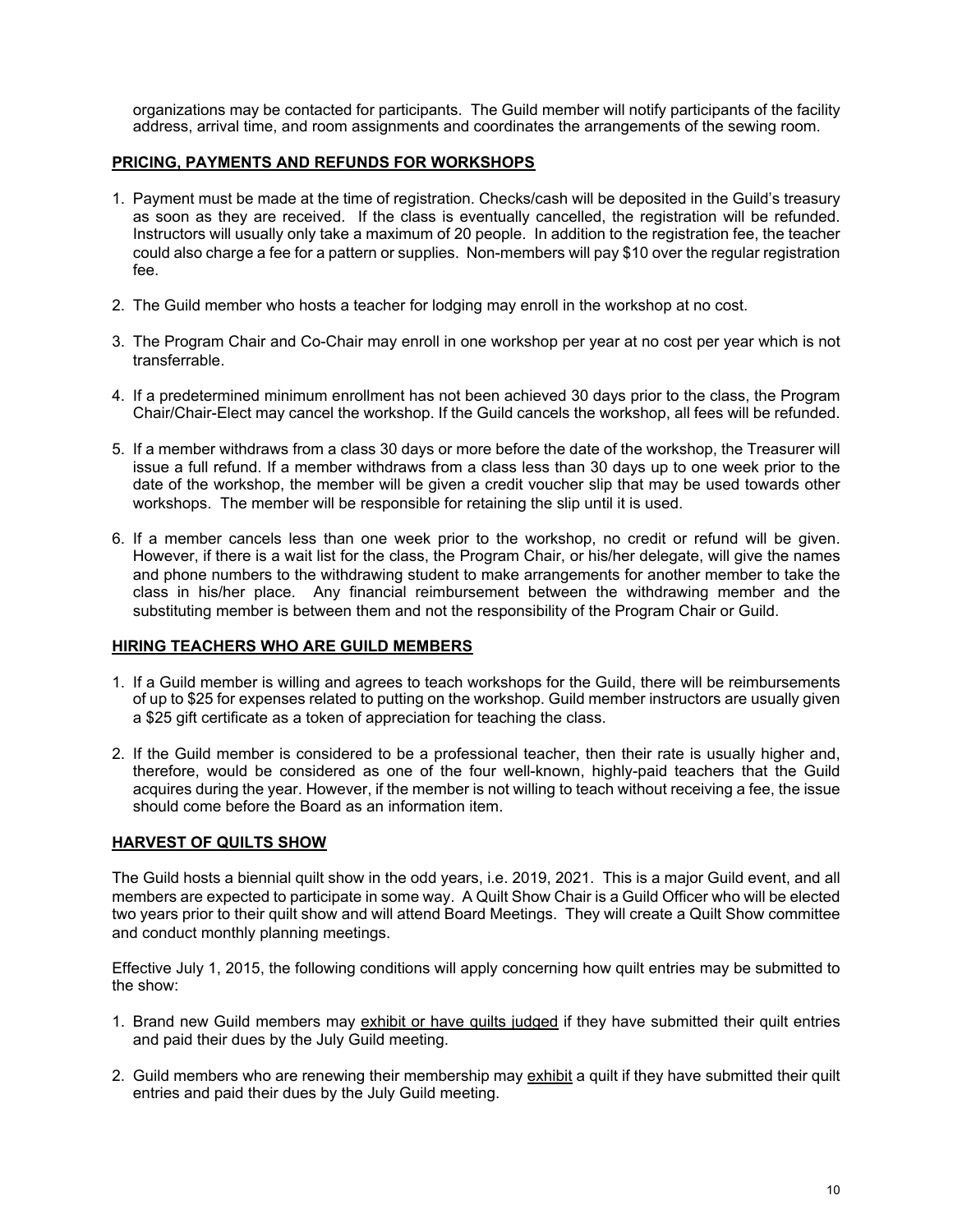organizations may be contacted for participants. The Guild member will notify participants of the facility address, arrival time, and room assignments and coordinates the arrangements of the sewing room.

## PRICING, PAYMENTS AND REFUNDS FOR WORKSHOPS

1. Payment must be made at the time of registration. Checks/cash will be deposited in the Guild's treasury as soon as they are received. If the class is eventually cancelled, the registration will be refunded. Instructors will usually only take a maximum of 20 people. In addition to the registration fee, the teacher could also charge a fee for a pattern or supplies. Non-members will pay $10 over the regular registration fee.

2. The Guild member who hosts a teacher for lodging may enroll in the workshop at no cost.

3. The Program Chair and Co-Chair may enroll in one workshop per year at no cost per year which is not transferrable.

4. If a predetermined minimum enrollment has not been achieved 30 days prior to the class, the Program Chair/Chair-Elect may cancel the workshop. If the Guild cancels the workshop, all fees will be refunded.

5. If a member withdraws from a class 30 days or more before the date of the workshop, the Treasurer will issue a full refund. If a member withdraws from a class less than 30 days up to one week prior to the date of the workshop, the member will be given a credit voucher slip that may be used towards other workshops. The member will be responsible for retaining the slip until it is used.

6. If a member cancels less than one week prior to the workshop, no credit or refund will be given. However, if there is a wait list for the class, the Program Chair, or his/her delegate, will give the names and phone numbers to the withdrawing student to make arrangements for another member to take the class in his/her place. Any financial reimbursement between the withdrawing member and the substituting member is between them and not the responsibility of the Program Chair or Guild.

## HIRING TEACHERS WHO ARE GUILD MEMBERS

1. If a Guild member is willing and agrees to teach workshops for the Guild, there will be reimbursements of up to $25 for expenses related to putting on the workshop. Guild member instructors are usually given a $25 gift certificate as a token of appreciation for teaching the class.

2. If the Guild member is considered to be a professional teacher, then their rate is usually higher and, therefore, would be considered as one of the four well-known, highly-paid teachers that the Guild acquires during the year. However, if the member is not willing to teach without receiving a fee, the issue should come before the Board as an information item.

## HARVEST OF QUILTS SHOW

The Guild hosts a biennial quilt show in the odd years, i.e. 2019, 2021. This is a major Guild event, and all members are expected to participate in some way. A Quilt Show Chair is a Guild Officer who will be elected two years prior to their quilt show and will attend Board Meetings. They will create a Quilt Show committee and conduct monthly planning meetings.

Effective July 1, 2015, the following conditions will apply concerning how quilt entries may be submitted to the show:

1. Brand new Guild members may <u>exhibit or have quilts judged</u> if they have submitted their quilt entries and paid their dues by the July Guild meeting.

2. Guild members who are renewing their membership may <u>exhibit</u> a quilt if they have submitted their quilt entries and paid their dues by the July Guild meeting.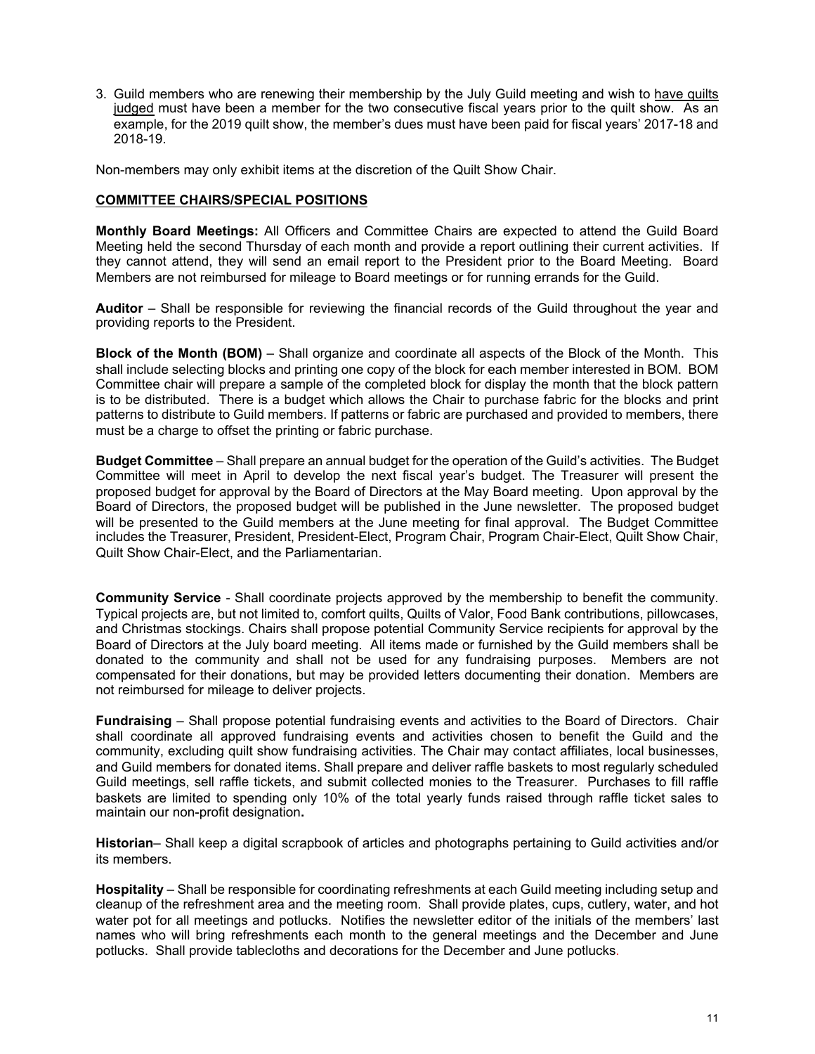3. Guild members who are renewing their membership by the July Guild meeting and wish to have quilts judged must have been a member for the two consecutive fiscal years prior to the quilt show. As an example, for the 2019 quilt show, the member's dues must have been paid for fiscal years' 2017-18 and 2018-19.

Non-members may only exhibit items at the discretion of the Quilt Show Chair.

## COMMITTEE CHAIRS/SPECIAL POSITIONS

**Monthly Board Meetings:** All Officers and Committee Chairs are expected to attend the Guild Board Meeting held the second Thursday of each month and provide a report outlining their current activities. If they cannot attend, they will send an email report to the President prior to the Board Meeting. Board Members are not reimbursed for mileage to Board meetings or for running errands for the Guild.

**Auditor** – Shall be responsible for reviewing the financial records of the Guild throughout the year and providing reports to the President.

**Block of the Month (BOM)** – Shall organize and coordinate all aspects of the Block of the Month. This shall include selecting blocks and printing one copy of the block for each member interested in BOM. BOM Committee chair will prepare a sample of the completed block for display the month that the block pattern is to be distributed. There is a budget which allows the Chair to purchase fabric for the blocks and print patterns to distribute to Guild members. If patterns or fabric are purchased and provided to members, there must be a charge to offset the printing or fabric purchase.

**Budget Committee** – Shall prepare an annual budget for the operation of the Guild's activities. The Budget Committee will meet in April to develop the next fiscal year's budget. The Treasurer will present the proposed budget for approval by the Board of Directors at the May Board meeting. Upon approval by the Board of Directors, the proposed budget will be published in the June newsletter. The proposed budget will be presented to the Guild members at the June meeting for final approval. The Budget Committee includes the Treasurer, President, President-Elect, Program Chair, Program Chair-Elect, Quilt Show Chair, Quilt Show Chair-Elect, and the Parliamentarian.

**Community Service** - Shall coordinate projects approved by the membership to benefit the community. Typical projects are, but not limited to, comfort quilts, Quilts of Valor, Food Bank contributions, pillowcases, and Christmas stockings. Chairs shall propose potential Community Service recipients for approval by the Board of Directors at the July board meeting. All items made or furnished by the Guild members shall be donated to the community and shall not be used for any fundraising purposes. Members are not compensated for their donations, but may be provided letters documenting their donation. Members are not reimbursed for mileage to deliver projects.

**Fundraising** – Shall propose potential fundraising events and activities to the Board of Directors. Chair shall coordinate all approved fundraising events and activities chosen to benefit the Guild and the community, excluding quilt show fundraising activities. The Chair may contact affiliates, local businesses, and Guild members for donated items. Shall prepare and deliver raffle baskets to most regularly scheduled Guild meetings, sell raffle tickets, and submit collected monies to the Treasurer. Purchases to fill raffle baskets are limited to spending only 10% of the total yearly funds raised through raffle ticket sales to maintain our non-profit designation.

**Historian**– Shall keep a digital scrapbook of articles and photographs pertaining to Guild activities and/or its members.

**Hospitality** – Shall be responsible for coordinating refreshments at each Guild meeting including setup and cleanup of the refreshment area and the meeting room. Shall provide plates, cups, cutlery, water, and hot water pot for all meetings and potlucks. Notifies the newsletter editor of the initials of the members' last names who will bring refreshments each month to the general meetings and the December and June potlucks. Shall provide tablecloths and decorations for the December and June potlucks.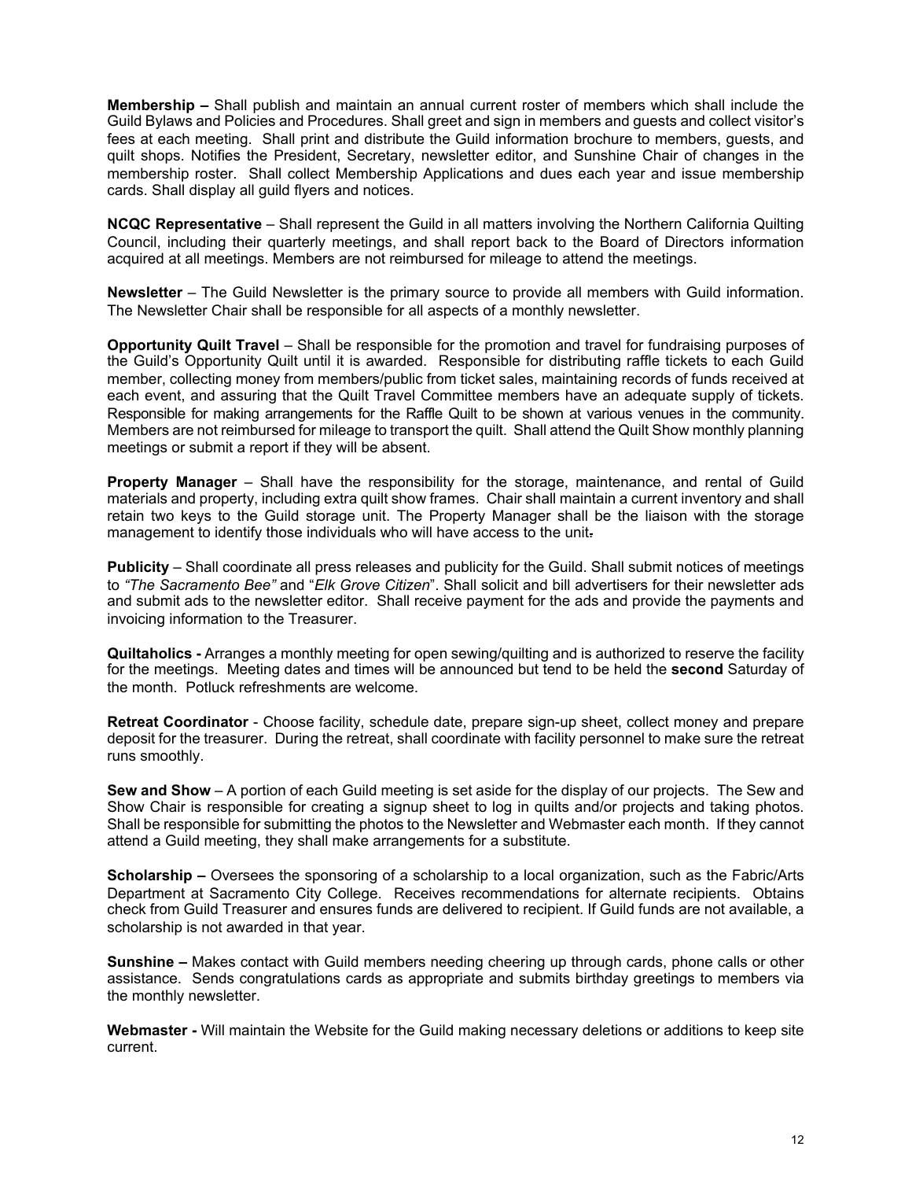**Membership –** Shall publish and maintain an annual current roster of members which shall include the Guild Bylaws and Policies and Procedures. Shall greet and sign in members and guests and collect visitor's fees at each meeting. Shall print and distribute the Guild information brochure to members, guests, and quilt shops. Notifies the President, Secretary, newsletter editor, and Sunshine Chair of changes in the membership roster. Shall collect Membership Applications and dues each year and issue membership cards. Shall display all guild flyers and notices.

**NCQC Representative** – Shall represent the Guild in all matters involving the Northern California Quilting Council, including their quarterly meetings, and shall report back to the Board of Directors information acquired at all meetings. Members are not reimbursed for mileage to attend the meetings.

**Newsletter** – The Guild Newsletter is the primary source to provide all members with Guild information. The Newsletter Chair shall be responsible for all aspects of a monthly newsletter.

**Opportunity Quilt Travel** – Shall be responsible for the promotion and travel for fundraising purposes of the Guild's Opportunity Quilt until it is awarded. Responsible for distributing raffle tickets to each Guild member, collecting money from members/public from ticket sales, maintaining records of funds received at each event, and assuring that the Quilt Travel Committee members have an adequate supply of tickets. Responsible for making arrangements for the Raffle Quilt to be shown at various venues in the community. Members are not reimbursed for mileage to transport the quilt. Shall attend the Quilt Show monthly planning meetings or submit a report if they will be absent.

**Property Manager** – Shall have the responsibility for the storage, maintenance, and rental of Guild materials and property, including extra quilt show frames. Chair shall maintain a current inventory and shall retain two keys to the Guild storage unit. The Property Manager shall be the liaison with the storage management to identify those individuals who will have access to the unit.

**Publicity** – Shall coordinate all press releases and publicity for the Guild. Shall submit notices of meetings to *"The Sacramento Bee"* and "*Elk Grove Citizen*". Shall solicit and bill advertisers for their newsletter ads and submit ads to the newsletter editor. Shall receive payment for the ads and provide the payments and invoicing information to the Treasurer.

**Quiltaholics -** Arranges a monthly meeting for open sewing/quilting and is authorized to reserve the facility for the meetings. Meeting dates and times will be announced but tend to be held the **second** Saturday of the month. Potluck refreshments are welcome.

**Retreat Coordinator** - Choose facility, schedule date, prepare sign-up sheet, collect money and prepare deposit for the treasurer. During the retreat, shall coordinate with facility personnel to make sure the retreat runs smoothly.

**Sew and Show** – A portion of each Guild meeting is set aside for the display of our projects. The Sew and Show Chair is responsible for creating a signup sheet to log in quilts and/or projects and taking photos. Shall be responsible for submitting the photos to the Newsletter and Webmaster each month. If they cannot attend a Guild meeting, they shall make arrangements for a substitute.

**Scholarship –** Oversees the sponsoring of a scholarship to a local organization, such as the Fabric/Arts Department at Sacramento City College. Receives recommendations for alternate recipients. Obtains check from Guild Treasurer and ensures funds are delivered to recipient. If Guild funds are not available, a scholarship is not awarded in that year.

**Sunshine –** Makes contact with Guild members needing cheering up through cards, phone calls or other assistance. Sends congratulations cards as appropriate and submits birthday greetings to members via the monthly newsletter.

**Webmaster -** Will maintain the Website for the Guild making necessary deletions or additions to keep site current.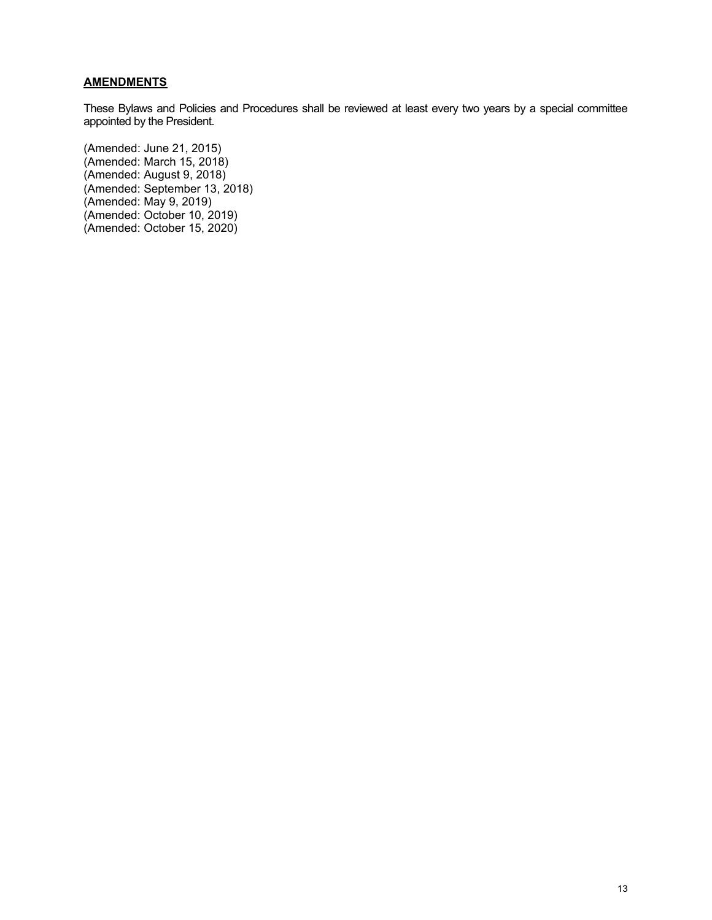## AMENDMENTS

These Bylaws and Policies and Procedures shall be reviewed at least every two years by a special committee appointed by the President.

(Amended: June 21, 2015)
(Amended: March 15, 2018)
(Amended: August 9, 2018)
(Amended: September 13, 2018)
(Amended: May 9, 2019)
(Amended: October 10, 2019)
(Amended: October 15, 2020)